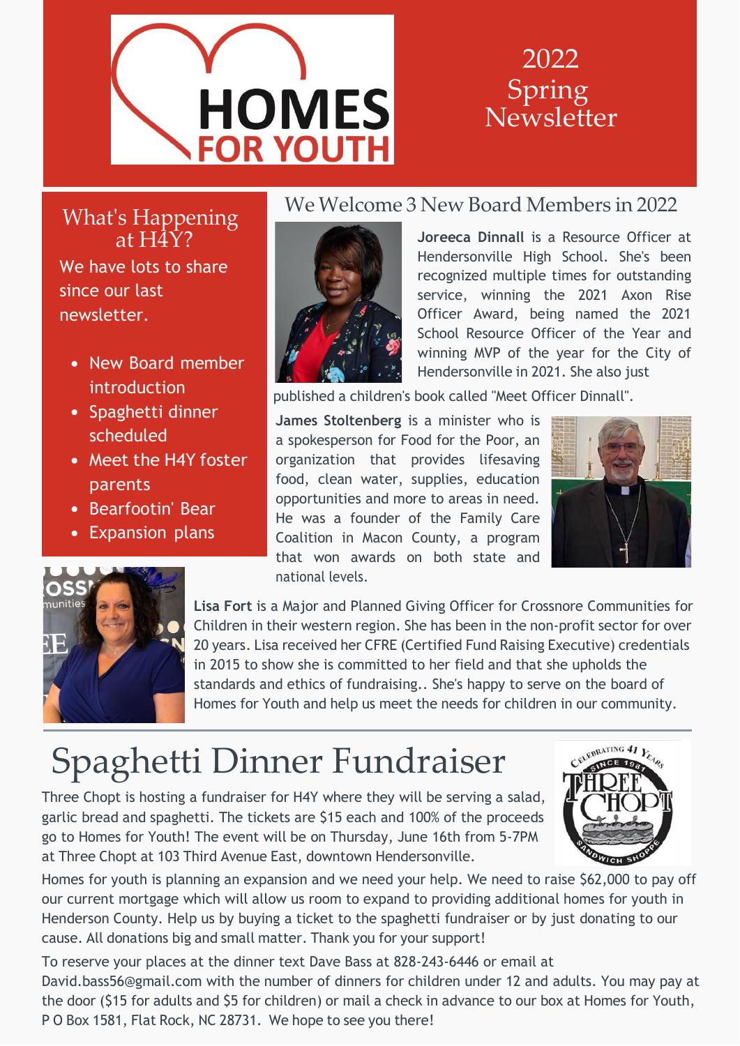# HOMES FOR YOUTH

## 2022 Spring Newsletter

## What's Happening at H4Y?

We have lots to share since our last newsletter.

- New Board member introduction
- Spaghetti dinner scheduled
- Meet the H4Y foster parents
- Bearfootin' Bear
- Expansion plans

## We Welcome 3 New Board Members in 2022

**Joreeca Dinnall** is a Resource Officer at Hendersonville High School. She's been recognized multiple times for outstanding service, winning the 2021 Axon Rise Officer Award, being named the 2021 School Resource Officer of the Year and winning MVP of the year for the City of Hendersonville in 2021. She also just published a children's book called "Meet Officer Dinnall".

**James Stoltenberg** is a minister who is a spokesperson for Food for the Poor, an organization that provides lifesaving food, clean water, supplies, education opportunities and more to areas in need. He was a founder of the Family Care Coalition in Macon County, a program that won awards on both state and national levels.

**Lisa Fort** is a Major and Planned Giving Officer for Crossnore Communities for Children in their western region. She has been in the non-profit sector for over 20 years. Lisa received her CFRE (Certified Fund Raising Executive) credentials in 2015 to show she is committed to her field and that she upholds the standards and ethics of fundraising.. She's happy to serve on the board of Homes for Youth and help us meet the needs for children in our community.

# Spaghetti Dinner Fundraiser

Three Chopt is hosting a fundraiser for H4Y where they will be serving a salad, garlic bread and spaghetti. The tickets are $15 each and 100% of the proceeds go to Homes for Youth! The event will be on Thursday, June 16th from 5-7PM at Three Chopt at 103 Third Avenue East, downtown Hendersonville.

Homes for youth is planning an expansion and we need your help. We need to raise $62,000 to pay off our current mortgage which will allow us room to expand to providing additional homes for youth in Henderson County. Help us by buying a ticket to the spaghetti fundraiser or by just donating to our cause. All donations big and small matter. Thank you for your support!

To reserve your places at the dinner text Dave Bass at 828-243-6446 or email at David.bass56@gmail.com with the number of dinners for children under 12 and adults. You may pay at the door ($15 for adults and $5 for children) or mail a check in advance to our box at Homes for Youth, P O Box 1581, Flat Rock, NC 28731. We hope to see you there!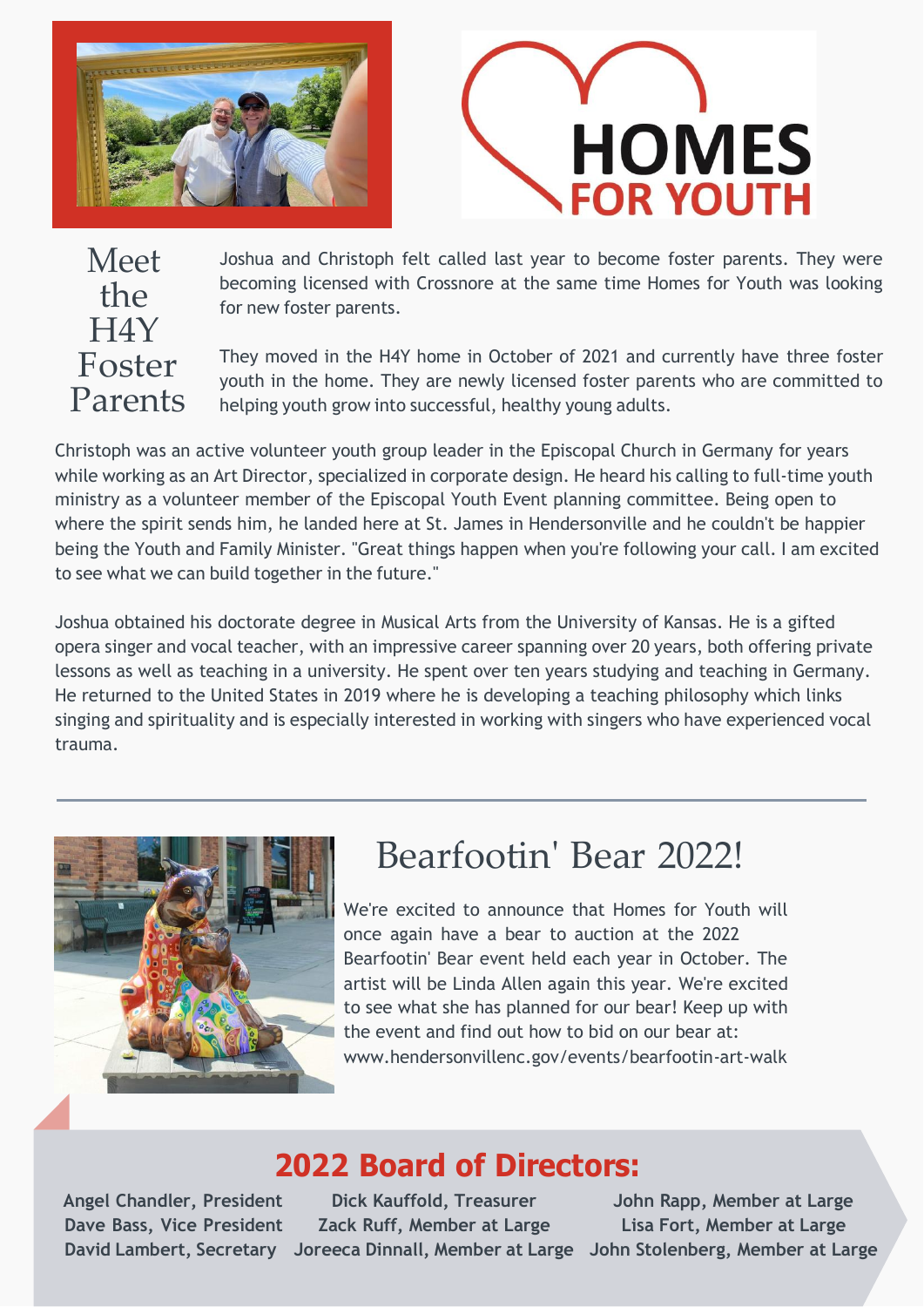HOMES FOR YOUTH

## Meet the H4Y Foster Parents

Joshua and Christoph felt called last year to become foster parents. They were becoming licensed with Crossnore at the same time Homes for Youth was looking for new foster parents.

They moved in the H4Y home in October of 2021 and currently have three foster youth in the home. They are newly licensed foster parents who are committed to helping youth grow into successful, healthy young adults.

Christoph was an active volunteer youth group leader in the Episcopal Church in Germany for years while working as an Art Director, specialized in corporate design. He heard his calling to full-time youth ministry as a volunteer member of the Episcopal Youth Event planning committee. Being open to where the spirit sends him, he landed here at St. James in Hendersonville and he couldn't be happier being the Youth and Family Minister. "Great things happen when you're following your call. I am excited to see what we can build together in the future."

Joshua obtained his doctorate degree in Musical Arts from the University of Kansas. He is a gifted opera singer and vocal teacher, with an impressive career spanning over 20 years, both offering private lessons as well as teaching in a university. He spent over ten years studying and teaching in Germany. He returned to the United States in 2019 where he is developing a teaching philosophy which links singing and spirituality and is especially interested in working with singers who have experienced vocal trauma.

---

## Bearfootin' Bear 2022!

We're excited to announce that Homes for Youth will once again have a bear to auction at the 2022 Bearfootin' Bear event held each year in October. The artist will be Linda Allen again this year. We're excited to see what she has planned for our bear! Keep up with the event and find out how to bid on our bear at: www.hendersonvillenc.gov/events/bearfootin-art-walk

## 2022 Board of Directors:

Angel Chandler, President
Dave Bass, Vice President
David Lambert, Secretary
Dick Kauffold, Treasurer
Zack Ruff, Member at Large
Joreeca Dinnall, Member at Large
John Rapp, Member at Large
Lisa Fort, Member at Large
John Stolenberg, Member at Large